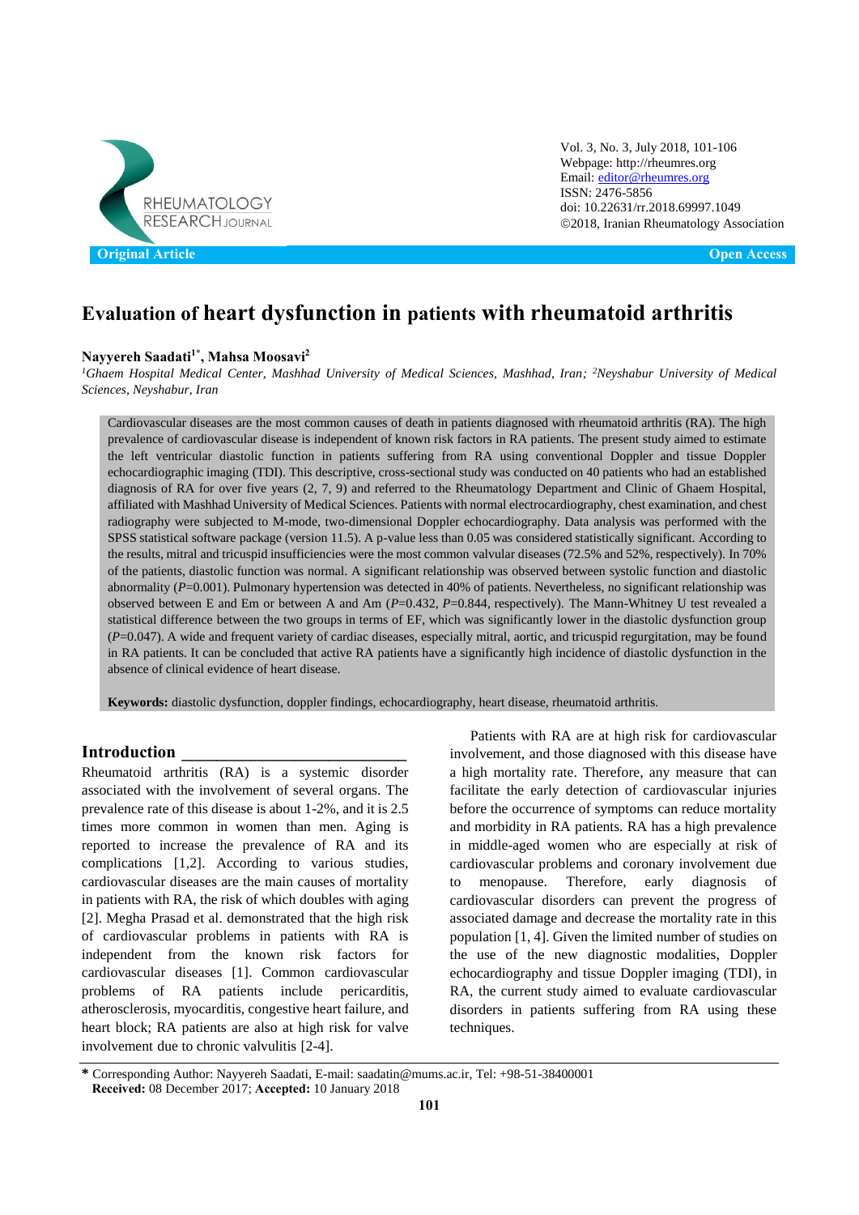Original Article — Open Access

# Evaluation of heart dysfunction in patients with rheumatoid arthritis

**Nayyereh Saadati[1*], Mahsa Moosavi[2]**

*[1]Ghaem Hospital Medical Center, Mashhad University of Medical Sciences, Mashhad, Iran; [2]Neyshabur University of Medical Sciences, Neyshabur, Iran*

Cardiovascular diseases are the most common causes of death in patients diagnosed with rheumatoid arthritis (RA). The high prevalence of cardiovascular disease is independent of known risk factors in RA patients. The present study aimed to estimate the left ventricular diastolic function in patients suffering from RA using conventional Doppler and tissue Doppler echocardiographic imaging (TDI). This descriptive, cross-sectional study was conducted on 40 patients who had an established diagnosis of RA for over five years (2, 7, 9) and referred to the Rheumatology Department and Clinic of Ghaem Hospital, affiliated with Mashhad University of Medical Sciences. Patients with normal electrocardiography, chest examination, and chest radiography were subjected to M-mode, two-dimensional Doppler echocardiography. Data analysis was performed with the SPSS statistical software package (version 11.5). A p-value less than 0.05 was considered statistically significant. According to the results, mitral and tricuspid insufficiencies were the most common valvular diseases (72.5% and 52%, respectively). In 70% of the patients, diastolic function was normal. A significant relationship was observed between systolic function and diastolic abnormality ($P$=0.001). Pulmonary hypertension was detected in 40% of patients. Nevertheless, no significant relationship was observed between E and Em or between A and Am ($P$=0.432, $P$=0.844, respectively). The Mann-Whitney U test revealed a statistical difference between the two groups in terms of EF, which was significantly lower in the diastolic dysfunction group ($P$=0.047). A wide and frequent variety of cardiac diseases, especially mitral, aortic, and tricuspid regurgitation, may be found in RA patients. It can be concluded that active RA patients have a significantly high incidence of diastolic dysfunction in the absence of clinical evidence of heart disease.

**Keywords:** diastolic dysfunction, doppler findings, echocardiography, heart disease, rheumatoid arthritis.

## Introduction

Rheumatoid arthritis (RA) is a systemic disorder associated with the involvement of several organs. The prevalence rate of this disease is about 1-2%, and it is 2.5 times more common in women than men. Aging is reported to increase the prevalence of RA and its complications [1,2]. According to various studies, cardiovascular diseases are the main causes of mortality in patients with RA, the risk of which doubles with aging [2]. Megha Prasad et al. demonstrated that the high risk of cardiovascular problems in patients with RA is independent from the known risk factors for cardiovascular diseases [1]. Common cardiovascular problems of RA patients include pericarditis, atherosclerosis, myocarditis, congestive heart failure, and heart block; RA patients are also at high risk for valve involvement due to chronic valvulitis [2-4].

Patients with RA are at high risk for cardiovascular involvement, and those diagnosed with this disease have a high mortality rate. Therefore, any measure that can facilitate the early detection of cardiovascular injuries before the occurrence of symptoms can reduce mortality and morbidity in RA patients. RA has a high prevalence in middle-aged women who are especially at risk of cardiovascular problems and coronary involvement due to menopause. Therefore, early diagnosis of cardiovascular disorders can prevent the progress of associated damage and decrease the mortality rate in this population [1, 4]. Given the limited number of studies on the use of the new diagnostic modalities, Doppler echocardiography and tissue Doppler imaging (TDI), in RA, the current study aimed to evaluate cardiovascular disorders in patients suffering from RA using these techniques.

* Corresponding Author: Nayyereh Saadati, E-mail: saadatin@mums.ac.ir, Tel: +98-51-38400001
**Received:** 08 December 2017; **Accepted:** 10 January 2018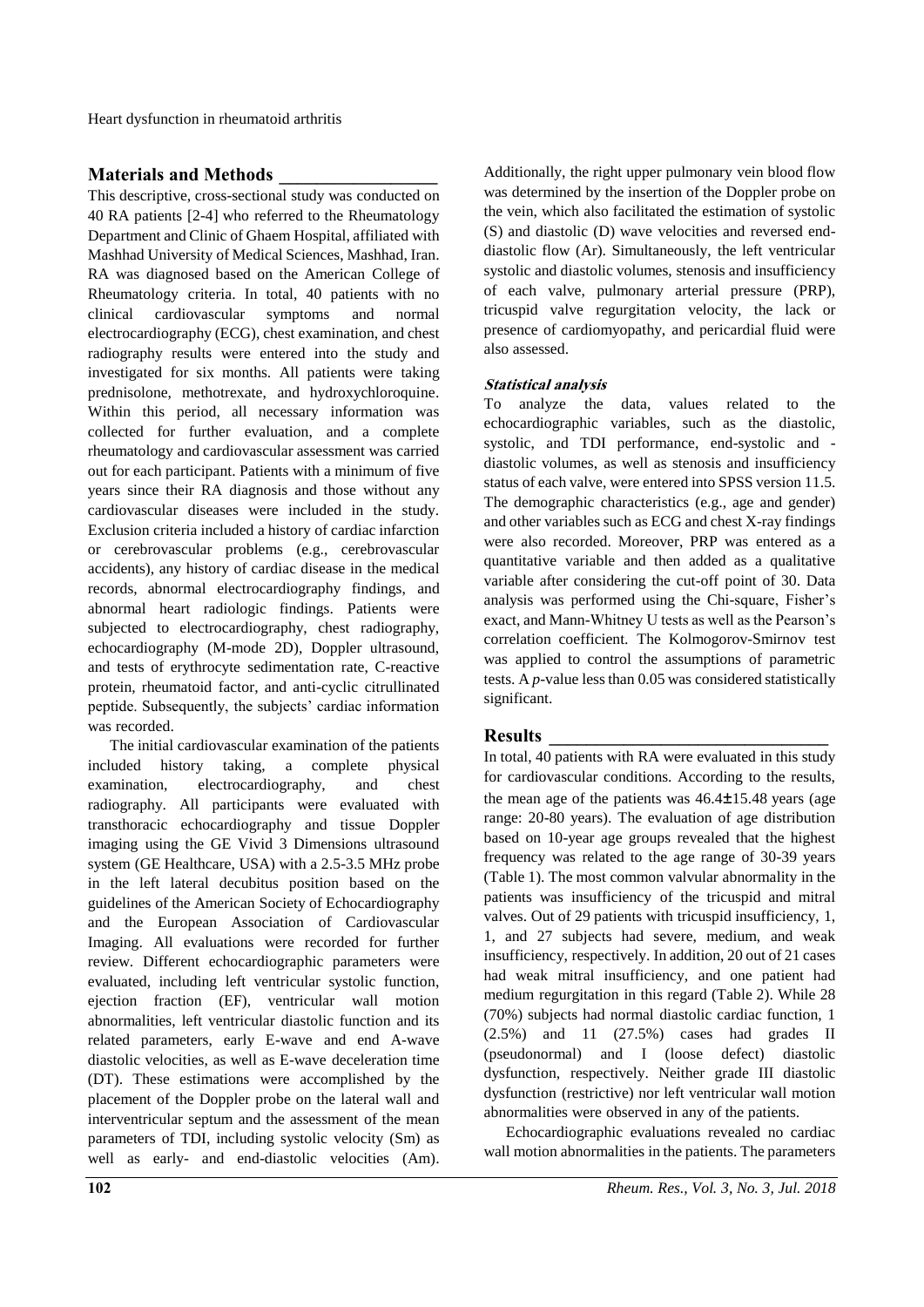## Materials and Methods

This descriptive, cross-sectional study was conducted on 40 RA patients [2-4] who referred to the Rheumatology Department and Clinic of Ghaem Hospital, affiliated with Mashhad University of Medical Sciences, Mashhad, Iran. RA was diagnosed based on the American College of Rheumatology criteria. In total, 40 patients with no clinical cardiovascular symptoms and normal electrocardiography (ECG), chest examination, and chest radiography results were entered into the study and investigated for six months. All patients were taking prednisolone, methotrexate, and hydroxychloroquine. Within this period, all necessary information was collected for further evaluation, and a complete rheumatology and cardiovascular assessment was carried out for each participant. Patients with a minimum of five years since their RA diagnosis and those without any cardiovascular diseases were included in the study. Exclusion criteria included a history of cardiac infarction or cerebrovascular problems (e.g., cerebrovascular accidents), any history of cardiac disease in the medical records, abnormal electrocardiography findings, and abnormal heart radiologic findings. Patients were subjected to electrocardiography, chest radiography, echocardiography (M-mode 2D), Doppler ultrasound, and tests of erythrocyte sedimentation rate, C-reactive protein, rheumatoid factor, and anti-cyclic citrullinated peptide. Subsequently, the subjects' cardiac information was recorded.

The initial cardiovascular examination of the patients included history taking, a complete physical examination, electrocardiography, and chest radiography. All participants were evaluated with transthoracic echocardiography and tissue Doppler imaging using the GE Vivid 3 Dimensions ultrasound system (GE Healthcare, USA) with a 2.5-3.5 MHz probe in the left lateral decubitus position based on the guidelines of the American Society of Echocardiography and the European Association of Cardiovascular Imaging. All evaluations were recorded for further review. Different echocardiographic parameters were evaluated, including left ventricular systolic function, ejection fraction (EF), ventricular wall motion abnormalities, left ventricular diastolic function and its related parameters, early E-wave and end A-wave diastolic velocities, as well as E-wave deceleration time (DT). These estimations were accomplished by the placement of the Doppler probe on the lateral wall and interventricular septum and the assessment of the mean parameters of TDI, including systolic velocity (Sm) as well as early- and end-diastolic velocities (Am). Additionally, the right upper pulmonary vein blood flow was determined by the insertion of the Doppler probe on the vein, which also facilitated the estimation of systolic (S) and diastolic (D) wave velocities and reversed end-diastolic flow (Ar). Simultaneously, the left ventricular systolic and diastolic volumes, stenosis and insufficiency of each valve, pulmonary arterial pressure (PRP), tricuspid valve regurgitation velocity, the lack or presence of cardiomyopathy, and pericardial fluid were also assessed.

### *Statistical analysis*

To analyze the data, values related to the echocardiographic variables, such as the diastolic, systolic, and TDI performance, end-systolic and -diastolic volumes, as well as stenosis and insufficiency status of each valve, were entered into SPSS version 11.5. The demographic characteristics (e.g., age and gender) and other variables such as ECG and chest X-ray findings were also recorded. Moreover, PRP was entered as a quantitative variable and then added as a qualitative variable after considering the cut-off point of 30. Data analysis was performed using the Chi-square, Fisher's exact, and Mann-Whitney U tests as well as the Pearson's correlation coefficient. The Kolmogorov-Smirnov test was applied to control the assumptions of parametric tests. A *p*-value less than 0.05 was considered statistically significant.

## Results

In total, 40 patients with RA were evaluated in this study for cardiovascular conditions. According to the results, the mean age of the patients was 46.4±15.48 years (age range: 20-80 years). The evaluation of age distribution based on 10-year age groups revealed that the highest frequency was related to the age range of 30-39 years (Table 1). The most common valvular abnormality in the patients was insufficiency of the tricuspid and mitral valves. Out of 29 patients with tricuspid insufficiency, 1, 1, and 27 subjects had severe, medium, and weak insufficiency, respectively. In addition, 20 out of 21 cases had weak mitral insufficiency, and one patient had medium regurgitation in this regard (Table 2). While 28 (70%) subjects had normal diastolic cardiac function, 1 (2.5%) and 11 (27.5%) cases had grades II (pseudonormal) and I (loose defect) diastolic dysfunction, respectively. Neither grade III diastolic dysfunction (restrictive) nor left ventricular wall motion abnormalities were observed in any of the patients.

Echocardiographic evaluations revealed no cardiac wall motion abnormalities in the patients. The parameters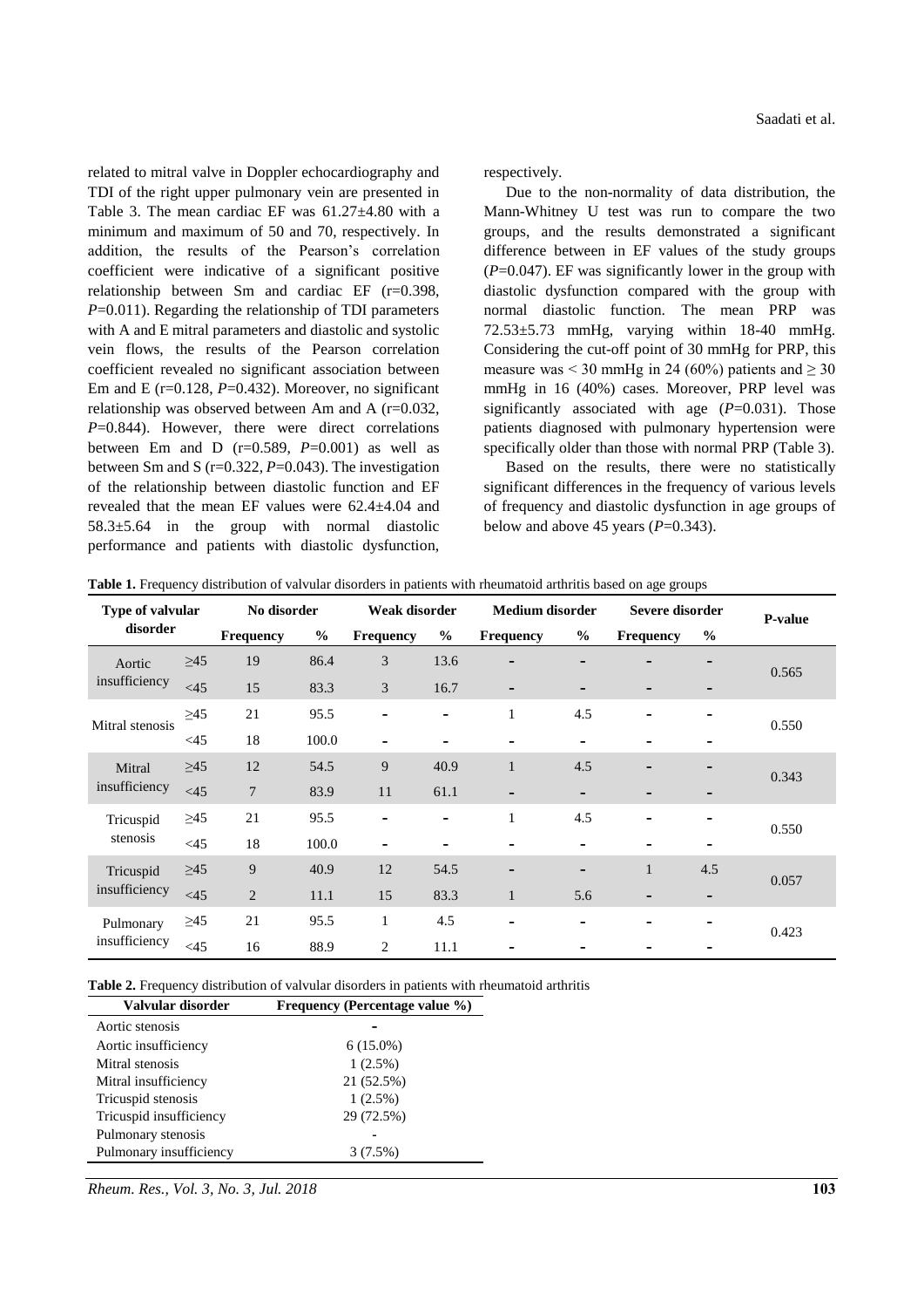related to mitral valve in Doppler echocardiography and TDI of the right upper pulmonary vein are presented in Table 3. The mean cardiac EF was 61.27±4.80 with a minimum and maximum of 50 and 70, respectively. In addition, the results of the Pearson's correlation coefficient were indicative of a significant positive relationship between Sm and cardiac EF (r=0.398, *P*=0.011). Regarding the relationship of TDI parameters with A and E mitral parameters and diastolic and systolic vein flows, the results of the Pearson correlation coefficient revealed no significant association between Em and E (r=0.128, *P*=0.432). Moreover, no significant relationship was observed between Am and A (r=0.032, *P*=0.844). However, there were direct correlations between Em and D (r=0.589, *P*=0.001) as well as between Sm and S (r=0.322, *P*=0.043). The investigation of the relationship between diastolic function and EF revealed that the mean EF values were 62.4±4.04 and 58.3±5.64 in the group with normal diastolic performance and patients with diastolic dysfunction, respectively.

Due to the non-normality of data distribution, the Mann-Whitney U test was run to compare the two groups, and the results demonstrated a significant difference between in EF values of the study groups (*P*=0.047). EF was significantly lower in the group with diastolic dysfunction compared with the group with normal diastolic function. The mean PRP was 72.53±5.73 mmHg, varying within 18-40 mmHg. Considering the cut-off point of 30 mmHg for PRP, this measure was < 30 mmHg in 24 (60%) patients and ≥ 30 mmHg in 16 (40%) cases. Moreover, PRP level was significantly associated with age (*P*=0.031). Those patients diagnosed with pulmonary hypertension were specifically older than those with normal PRP (Table 3).

Based on the results, there were no statistically significant differences in the frequency of various levels of frequency and diastolic dysfunction in age groups of below and above 45 years (*P*=0.343).

**Table 1.** Frequency distribution of valvular disorders in patients with rheumatoid arthritis based on age groups

| Type of valvular disorder | | No disorder | | Weak disorder | | Medium disorder | | Severe disorder | | P-value |
|---|---|---|---|---|---|---|---|---|---|---|
| | | Frequency | % | Frequency | % | Frequency | % | Frequency | % | |
| Aortic insufficiency | ≥45 | 19 | 86.4 | 3 | 13.6 | - | - | - | - | 0.565 |
| | <45 | 15 | 83.3 | 3 | 16.7 | - | - | - | - | |
| Mitral stenosis | ≥45 | 21 | 95.5 | - | - | 1 | 4.5 | - | - | 0.550 |
| | <45 | 18 | 100.0 | - | - | - | - | - | - | |
| Mitral insufficiency | ≥45 | 12 | 54.5 | 9 | 40.9 | 1 | 4.5 | - | - | 0.343 |
| | <45 | 7 | 83.9 | 11 | 61.1 | - | - | - | - | |
| Tricuspid stenosis | ≥45 | 21 | 95.5 | - | - | 1 | 4.5 | - | - | 0.550 |
| | <45 | 18 | 100.0 | - | - | - | - | - | - | |
| Tricuspid insufficiency | ≥45 | 9 | 40.9 | 12 | 54.5 | - | - | 1 | 4.5 | 0.057 |
| | <45 | 2 | 11.1 | 15 | 83.3 | 1 | 5.6 | - | - | |
| Pulmonary insufficiency | ≥45 | 21 | 95.5 | 1 | 4.5 | - | - | - | - | 0.423 |
| | <45 | 16 | 88.9 | 2 | 11.1 | - | - | - | - | |

**Table 2.** Frequency distribution of valvular disorders in patients with rheumatoid arthritis

| Valvular disorder | Frequency (Percentage value %) |
|---|---|
| Aortic stenosis | - |
| Aortic insufficiency | 6 (15.0%) |
| Mitral stenosis | 1 (2.5%) |
| Mitral insufficiency | 21 (52.5%) |
| Tricuspid stenosis | 1 (2.5%) |
| Tricuspid insufficiency | 29 (72.5%) |
| Pulmonary stenosis | - |
| Pulmonary insufficiency | 3 (7.5%) |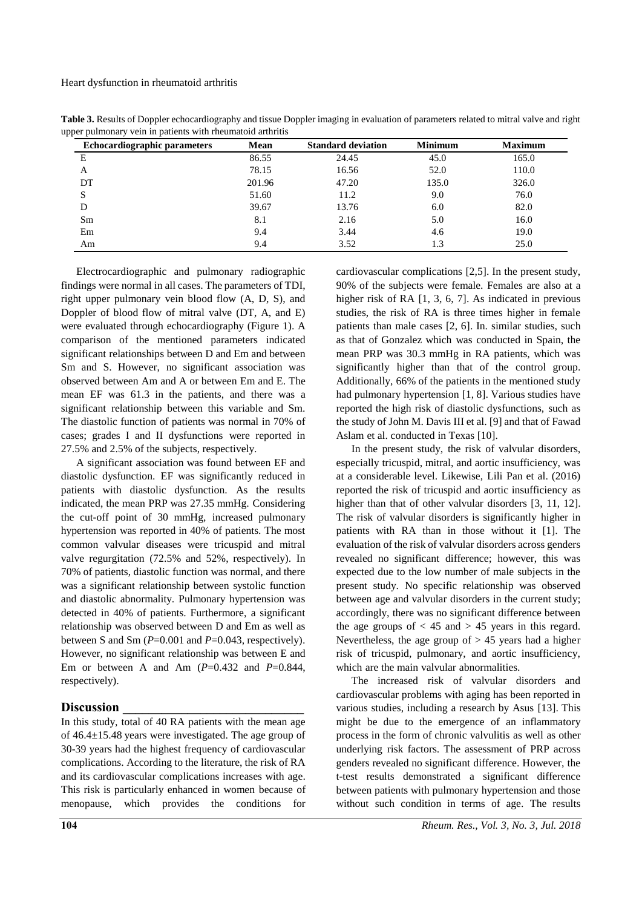**Table 3.** Results of Doppler echocardiography and tissue Doppler imaging in evaluation of parameters related to mitral valve and right upper pulmonary vein in patients with rheumatoid arthritis

| Echocardiographic parameters | Mean | Standard deviation | Minimum | Maximum |
|---|---|---|---|---|
| E | 86.55 | 24.45 | 45.0 | 165.0 |
| A | 78.15 | 16.56 | 52.0 | 110.0 |
| DT | 201.96 | 47.20 | 135.0 | 326.0 |
| S | 51.60 | 11.2 | 9.0 | 76.0 |
| D | 39.67 | 13.76 | 6.0 | 82.0 |
| Sm | 8.1 | 2.16 | 5.0 | 16.0 |
| Em | 9.4 | 3.44 | 4.6 | 19.0 |
| Am | 9.4 | 3.52 | 1.3 | 25.0 |

Electrocardiographic and pulmonary radiographic findings were normal in all cases. The parameters of TDI, right upper pulmonary vein blood flow (A, D, S), and Doppler of blood flow of mitral valve (DT, A, and E) were evaluated through echocardiography (Figure 1). A comparison of the mentioned parameters indicated significant relationships between D and Em and between Sm and S. However, no significant association was observed between Am and A or between Em and E. The mean EF was 61.3 in the patients, and there was a significant relationship between this variable and Sm. The diastolic function of patients was normal in 70% of cases; grades I and II dysfunctions were reported in 27.5% and 2.5% of the subjects, respectively.

A significant association was found between EF and diastolic dysfunction. EF was significantly reduced in patients with diastolic dysfunction. As the results indicated, the mean PRP was 27.35 mmHg. Considering the cut-off point of 30 mmHg, increased pulmonary hypertension was reported in 40% of patients. The most common valvular diseases were tricuspid and mitral valve regurgitation (72.5% and 52%, respectively). In 70% of patients, diastolic function was normal, and there was a significant relationship between systolic function and diastolic abnormality. Pulmonary hypertension was detected in 40% of patients. Furthermore, a significant relationship was observed between D and Em as well as between S and Sm ($P$=0.001 and $P$=0.043, respectively). However, no significant relationship was between E and Em or between A and Am ($P$=0.432 and $P$=0.844, respectively).

## Discussion

In this study, total of 40 RA patients with the mean age of 46.4±15.48 years were investigated. The age group of 30-39 years had the highest frequency of cardiovascular complications. According to the literature, the risk of RA and its cardiovascular complications increases with age. This risk is particularly enhanced in women because of menopause, which provides the conditions for cardiovascular complications [2,5]. In the present study, 90% of the subjects were female. Females are also at a higher risk of RA [1, 3, 6, 7]. As indicated in previous studies, the risk of RA is three times higher in female patients than male cases [2, 6]. In. similar studies, such as that of Gonzalez which was conducted in Spain, the mean PRP was 30.3 mmHg in RA patients, which was significantly higher than that of the control group. Additionally, 66% of the patients in the mentioned study had pulmonary hypertension [1, 8]. Various studies have reported the high risk of diastolic dysfunctions, such as the study of John M. Davis III et al. [9] and that of Fawad Aslam et al. conducted in Texas [10].

In the present study, the risk of valvular disorders, especially tricuspid, mitral, and aortic insufficiency, was at a considerable level. Likewise, Lili Pan et al. (2016) reported the risk of tricuspid and aortic insufficiency as higher than that of other valvular disorders [3, 11, 12]. The risk of valvular disorders is significantly higher in patients with RA than in those without it [1]. The evaluation of the risk of valvular disorders across genders revealed no significant difference; however, this was expected due to the low number of male subjects in the present study. No specific relationship was observed between age and valvular disorders in the current study; accordingly, there was no significant difference between the age groups of < 45 and > 45 years in this regard. Nevertheless, the age group of > 45 years had a higher risk of tricuspid, pulmonary, and aortic insufficiency, which are the main valvular abnormalities.

The increased risk of valvular disorders and cardiovascular problems with aging has been reported in various studies, including a research by Asus [13]. This might be due to the emergence of an inflammatory process in the form of chronic valvulitis as well as other underlying risk factors. The assessment of PRP across genders revealed no significant difference. However, the t-test results demonstrated a significant difference between patients with pulmonary hypertension and those without such condition in terms of age. The results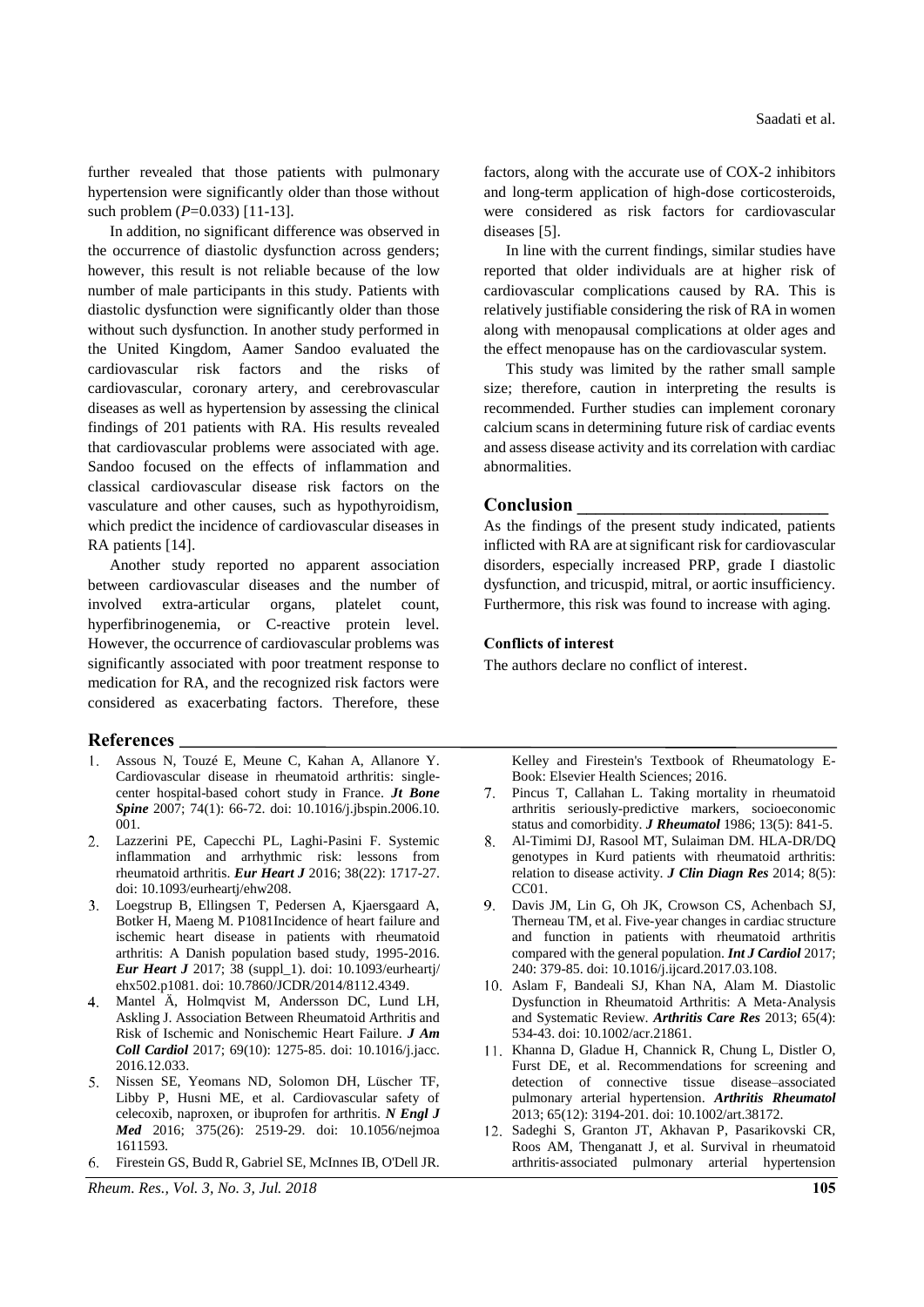further revealed that those patients with pulmonary hypertension were significantly older than those without such problem (*P*=0.033) [11-13].

In addition, no significant difference was observed in the occurrence of diastolic dysfunction across genders; however, this result is not reliable because of the low number of male participants in this study. Patients with diastolic dysfunction were significantly older than those without such dysfunction. In another study performed in the United Kingdom, Aamer Sandoo evaluated the cardiovascular risk factors and the risks of cardiovascular, coronary artery, and cerebrovascular diseases as well as hypertension by assessing the clinical findings of 201 patients with RA. His results revealed that cardiovascular problems were associated with age. Sandoo focused on the effects of inflammation and classical cardiovascular disease risk factors on the vasculature and other causes, such as hypothyroidism, which predict the incidence of cardiovascular diseases in RA patients [14].

Another study reported no apparent association between cardiovascular diseases and the number of involved extra-articular organs, platelet count, hyperfibrinogenemia, or C-reactive protein level. However, the occurrence of cardiovascular problems was significantly associated with poor treatment response to medication for RA, and the recognized risk factors were considered as exacerbating factors. Therefore, these factors, along with the accurate use of COX-2 inhibitors and long-term application of high-dose corticosteroids, were considered as risk factors for cardiovascular diseases [5].

In line with the current findings, similar studies have reported that older individuals are at higher risk of cardiovascular complications caused by RA. This is relatively justifiable considering the risk of RA in women along with menopausal complications at older ages and the effect menopause has on the cardiovascular system.

This study was limited by the rather small sample size; therefore, caution in interpreting the results is recommended. Further studies can implement coronary calcium scans in determining future risk of cardiac events and assess disease activity and its correlation with cardiac abnormalities.

## Conclusion

As the findings of the present study indicated, patients inflicted with RA are at significant risk for cardiovascular disorders, especially increased PRP, grade I diastolic dysfunction, and tricuspid, mitral, or aortic insufficiency. Furthermore, this risk was found to increase with aging.

#### Conflicts of interest

The authors declare no conflict of interest.

## References

1. Assous N, Touzé E, Meune C, Kahan A, Allanore Y. Cardiovascular disease in rheumatoid arthritis: single-center hospital-based cohort study in France. ***Jt Bone Spine*** 2007; 74(1): 66-72. doi: 10.1016/j.jbspin.2006.10.001.
2. Lazzerini PE, Capecchi PL, Laghi-Pasini F. Systemic inflammation and arrhythmic risk: lessons from rheumatoid arthritis. ***Eur Heart J*** 2016; 38(22): 1717-27. doi: 10.1093/eurheartj/ehw208.
3. Loegstrup B, Ellingsen T, Pedersen A, Kjaersgaard A, Botker H, Maeng M. P1081Incidence of heart failure and ischemic heart disease in patients with rheumatoid arthritis: A Danish population based study, 1995-2016. ***Eur Heart J*** 2017; 38 (suppl_1). doi: 10.1093/eurheartj/ehx502.p1081. doi: 10.7860/JCDR/2014/8112.4349.
4. Mantel Ä, Holmqvist M, Andersson DC, Lund LH, Askling J. Association Between Rheumatoid Arthritis and Risk of Ischemic and Nonischemic Heart Failure. ***J Am Coll Cardiol*** 2017; 69(10): 1275-85. doi: 10.1016/j.jacc.2016.12.033.
5. Nissen SE, Yeomans ND, Solomon DH, Lüscher TF, Libby P, Husni ME, et al. Cardiovascular safety of celecoxib, naproxen, or ibuprofen for arthritis. ***N Engl J Med*** 2016; 375(26): 2519-29. doi: 10.1056/nejmoa1611593.
6. Firestein GS, Budd R, Gabriel SE, McInnes IB, O'Dell JR. Kelley and Firestein's Textbook of Rheumatology E-Book: Elsevier Health Sciences; 2016.
7. Pincus T, Callahan L. Taking mortality in rheumatoid arthritis seriously-predictive markers, socioeconomic status and comorbidity. ***J Rheumatol*** 1986; 13(5): 841-5.
8. Al-Timimi DJ, Rasool MT, Sulaiman DM. HLA-DR/DQ genotypes in Kurd patients with rheumatoid arthritis: relation to disease activity. ***J Clin Diagn Res*** 2014; 8(5): CC01.
9. Davis JM, Lin G, Oh JK, Crowson CS, Achenbach SJ, Therneau TM, et al. Five-year changes in cardiac structure and function in patients with rheumatoid arthritis compared with the general population. ***Int J Cardiol*** 2017; 240: 379-85. doi: 10.1016/j.ijcard.2017.03.108.
10. Aslam F, Bandeali SJ, Khan NA, Alam M. Diastolic Dysfunction in Rheumatoid Arthritis: A Meta-Analysis and Systematic Review. ***Arthritis Care Res*** 2013; 65(4): 534-43. doi: 10.1002/acr.21861.
11. Khanna D, Gladue H, Channick R, Chung L, Distler O, Furst DE, et al. Recommendations for screening and detection of connective tissue disease–associated pulmonary arterial hypertension. ***Arthritis Rheumatol*** 2013; 65(12): 3194-201. doi: 10.1002/art.38172.
12. Sadeghi S, Granton JT, Akhavan P, Pasarikovski CR, Roos AM, Thenganatt J, et al. Survival in rheumatoid arthritis-associated pulmonary arterial hypertension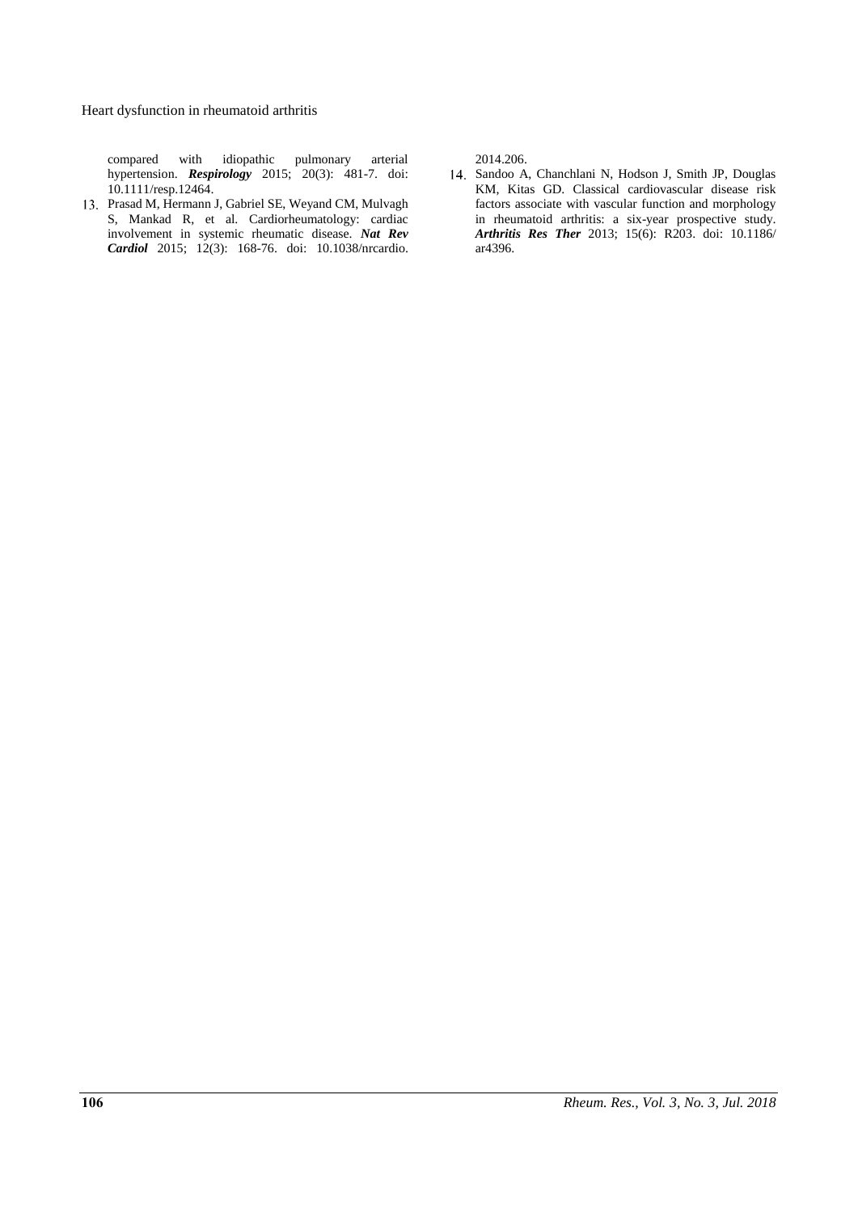compared with idiopathic pulmonary arterial hypertension. ***Respirology*** 2015; 20(3): 481-7. doi: 10.1111/resp.12464.

13. Prasad M, Hermann J, Gabriel SE, Weyand CM, Mulvagh S, Mankad R, et al. Cardiorheumatology: cardiac involvement in systemic rheumatic disease. ***Nat Rev Cardiol*** 2015; 12(3): 168-76. doi: 10.1038/nrcardio.2014.206.
14. Sandoo A, Chanchlani N, Hodson J, Smith JP, Douglas KM, Kitas GD. Classical cardiovascular disease risk factors associate with vascular function and morphology in rheumatoid arthritis: a six-year prospective study. ***Arthritis Res Ther*** 2013; 15(6): R203. doi: 10.1186/ar4396.